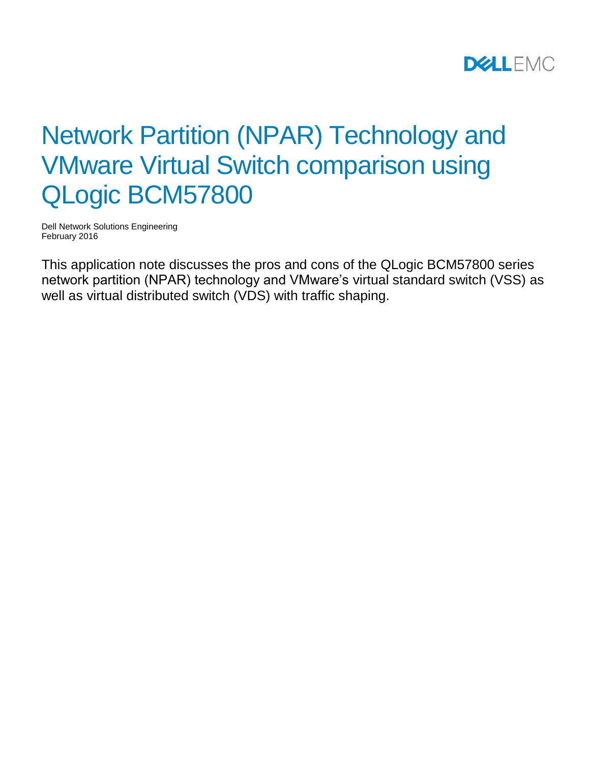# Network Partition (NPAR) Technology and VMware Virtual Switch comparison using QLogic BCM57800

Dell Network Solutions Engineering
February 2016

This application note discusses the pros and cons of the QLogic BCM57800 series network partition (NPAR) technology and VMware's virtual standard switch (VSS) as well as virtual distributed switch (VDS) with traffic shaping.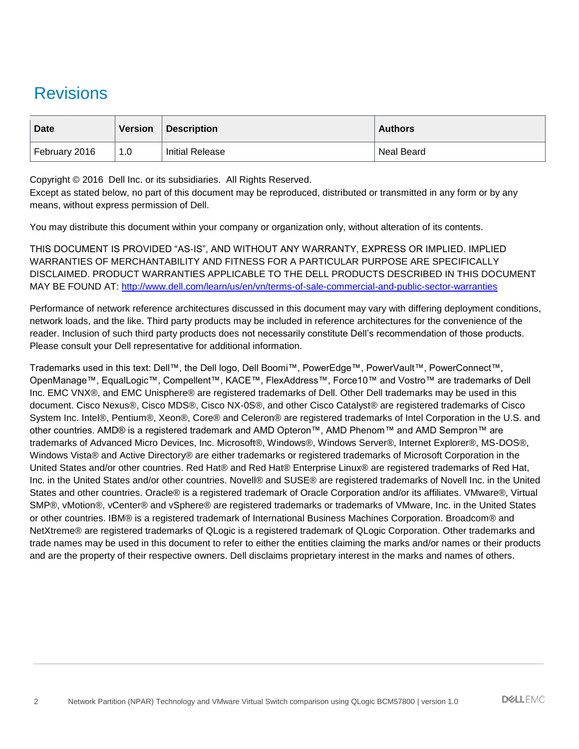# Revisions

| Date | Version | Description | Authors |
| --- | --- | --- | --- |
| February 2016 | 1.0 | Initial Release | Neal Beard |

Copyright © 2016 Dell Inc. or its subsidiaries. All Rights Reserved.
Except as stated below, no part of this document may be reproduced, distributed or transmitted in any form or by any means, without express permission of Dell.

You may distribute this document within your company or organization only, without alteration of its contents.

THIS DOCUMENT IS PROVIDED "AS-IS", AND WITHOUT ANY WARRANTY, EXPRESS OR IMPLIED. IMPLIED WARRANTIES OF MERCHANTABILITY AND FITNESS FOR A PARTICULAR PURPOSE ARE SPECIFICALLY DISCLAIMED. PRODUCT WARRANTIES APPLICABLE TO THE DELL PRODUCTS DESCRIBED IN THIS DOCUMENT MAY BE FOUND AT: http://www.dell.com/learn/us/en/vn/terms-of-sale-commercial-and-public-sector-warranties

Performance of network reference architectures discussed in this document may vary with differing deployment conditions, network loads, and the like. Third party products may be included in reference architectures for the convenience of the reader. Inclusion of such third party products does not necessarily constitute Dell's recommendation of those products. Please consult your Dell representative for additional information.

Trademarks used in this text: Dell™, the Dell logo, Dell Boomi™, PowerEdge™, PowerVault™, PowerConnect™, OpenManage™, EqualLogic™, Compellent™, KACE™, FlexAddress™, Force10™ and Vostro™ are trademarks of Dell Inc. EMC VNX®, and EMC Unisphere® are registered trademarks of Dell. Other Dell trademarks may be used in this document. Cisco Nexus®, Cisco MDS®, Cisco NX-0S®, and other Cisco Catalyst® are registered trademarks of Cisco System Inc. Intel®, Pentium®, Xeon®, Core® and Celeron® are registered trademarks of Intel Corporation in the U.S. and other countries. AMD® is a registered trademark and AMD Opteron™, AMD Phenom™ and AMD Sempron™ are trademarks of Advanced Micro Devices, Inc. Microsoft®, Windows®, Windows Server®, Internet Explorer®, MS-DOS®, Windows Vista® and Active Directory® are either trademarks or registered trademarks of Microsoft Corporation in the United States and/or other countries. Red Hat® and Red Hat® Enterprise Linux® are registered trademarks of Red Hat, Inc. in the United States and/or other countries. Novell® and SUSE® are registered trademarks of Novell Inc. in the United States and other countries. Oracle® is a registered trademark of Oracle Corporation and/or its affiliates. VMware®, Virtual SMP®, vMotion®, vCenter® and vSphere® are registered trademarks or trademarks of VMware, Inc. in the United States or other countries. IBM® is a registered trademark of International Business Machines Corporation. Broadcom® and NetXtreme® are registered trademarks of QLogic is a registered trademark of QLogic Corporation. Other trademarks and trade names may be used in this document to refer to either the entities claiming the marks and/or names or their products and are the property of their respective owners. Dell disclaims proprietary interest in the marks and names of others.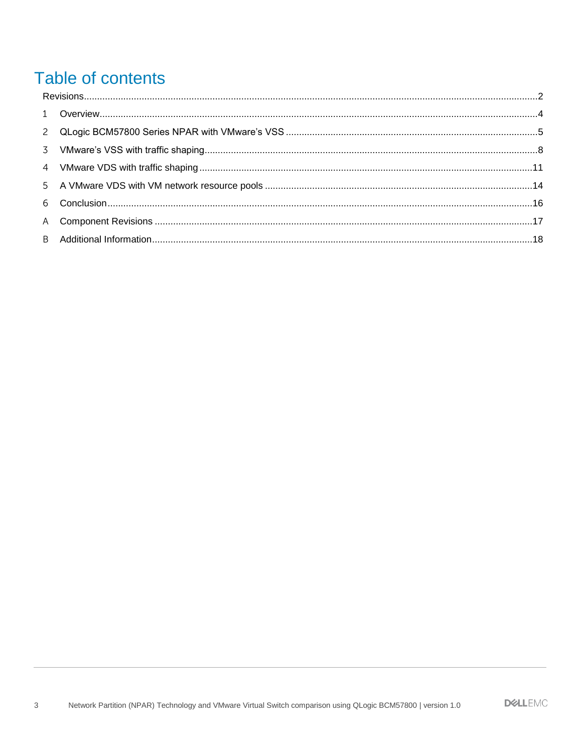# Table of contents

Revisions.....2

1 Overview.....4

2 QLogic BCM57800 Series NPAR with VMware's VSS.....5

3 VMware's VSS with traffic shaping.....8

4 VMware VDS with traffic shaping.....11

5 A VMware VDS with VM network resource pools.....14

6 Conclusion.....16

A Component Revisions.....17

B Additional Information.....18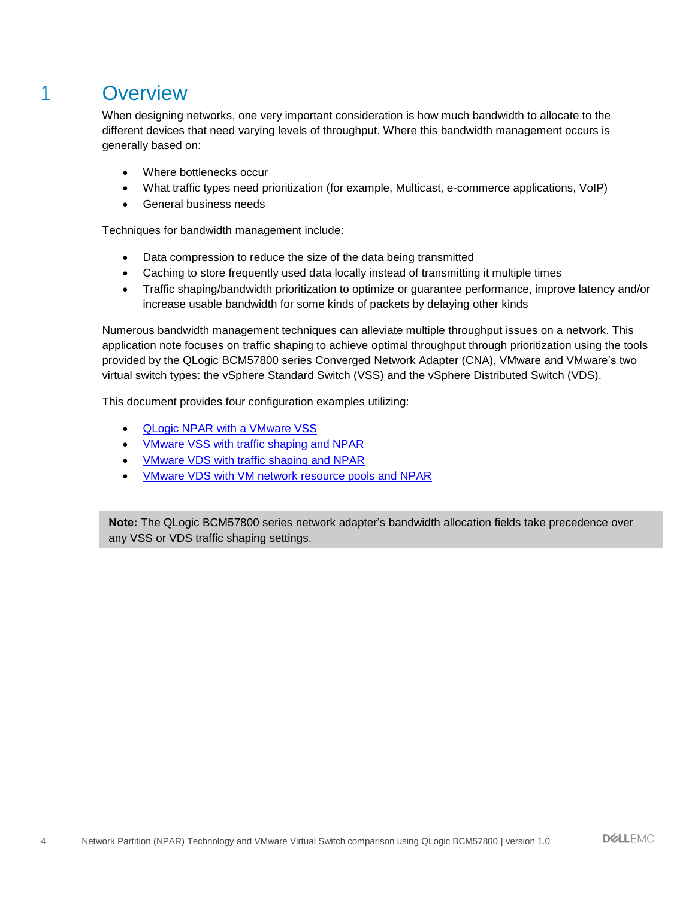# 1 Overview

When designing networks, one very important consideration is how much bandwidth to allocate to the different devices that need varying levels of throughput. Where this bandwidth management occurs is generally based on:

- Where bottlenecks occur
- What traffic types need prioritization (for example, Multicast, e-commerce applications, VoIP)
- General business needs

Techniques for bandwidth management include:

- Data compression to reduce the size of the data being transmitted
- Caching to store frequently used data locally instead of transmitting it multiple times
- Traffic shaping/bandwidth prioritization to optimize or guarantee performance, improve latency and/or increase usable bandwidth for some kinds of packets by delaying other kinds

Numerous bandwidth management techniques can alleviate multiple throughput issues on a network. This application note focuses on traffic shaping to achieve optimal throughput through prioritization using the tools provided by the QLogic BCM57800 series Converged Network Adapter (CNA), VMware and VMware's two virtual switch types: the vSphere Standard Switch (VSS) and the vSphere Distributed Switch (VDS).

This document provides four configuration examples utilizing:

- QLogic NPAR with a VMware VSS
- VMware VSS with traffic shaping and NPAR
- VMware VDS with traffic shaping and NPAR
- VMware VDS with VM network resource pools and NPAR

> **Note:** The QLogic BCM57800 series network adapter's bandwidth allocation fields take precedence over any VSS or VDS traffic shaping settings.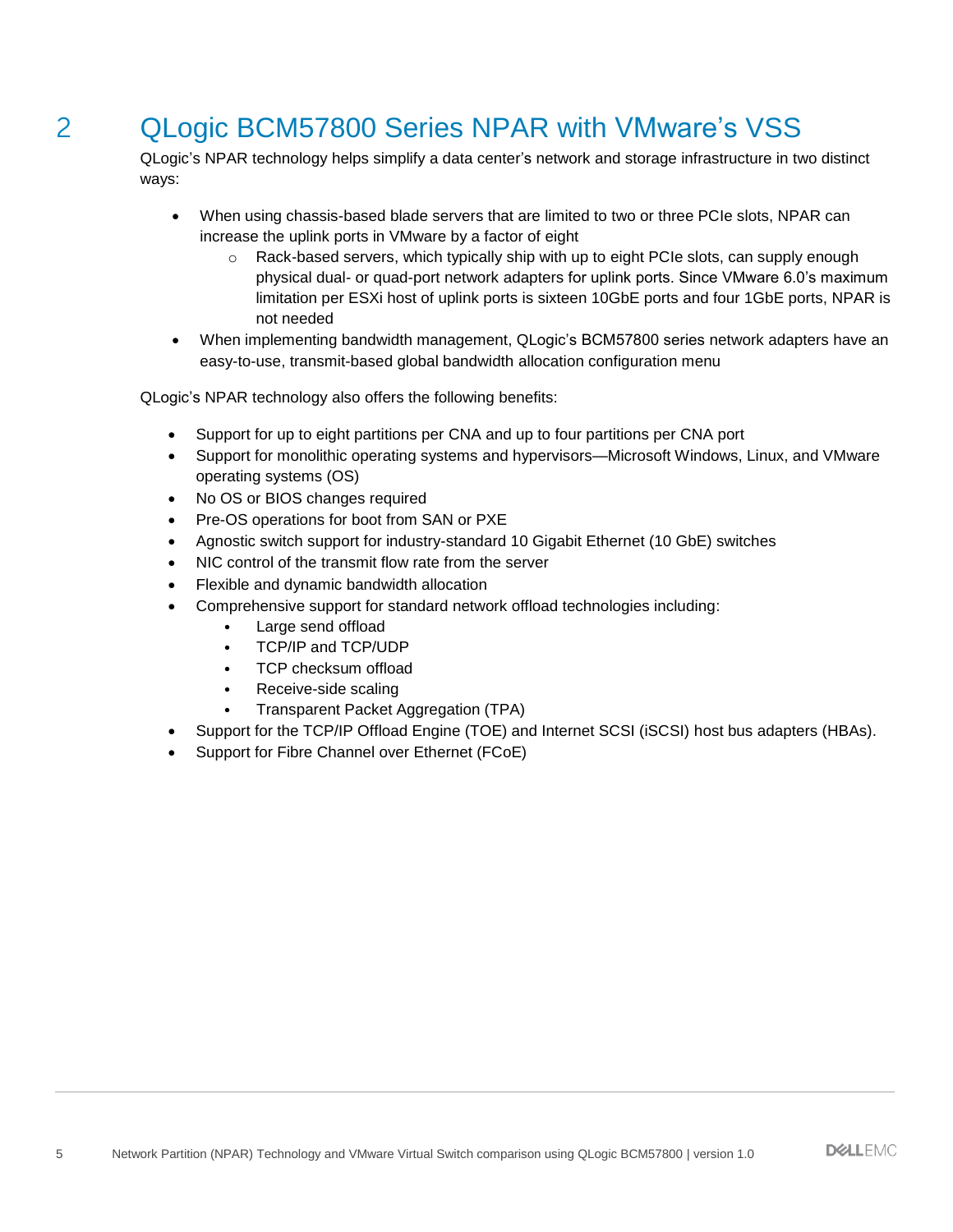# 2 QLogic BCM57800 Series NPAR with VMware's VSS

QLogic's NPAR technology helps simplify a data center's network and storage infrastructure in two distinct ways:

- When using chassis-based blade servers that are limited to two or three PCIe slots, NPAR can increase the uplink ports in VMware by a factor of eight
    - Rack-based servers, which typically ship with up to eight PCIe slots, can supply enough physical dual- or quad-port network adapters for uplink ports. Since VMware 6.0's maximum limitation per ESXi host of uplink ports is sixteen 10GbE ports and four 1GbE ports, NPAR is not needed
- When implementing bandwidth management, QLogic's BCM57800 series network adapters have an easy-to-use, transmit-based global bandwidth allocation configuration menu

QLogic's NPAR technology also offers the following benefits:

- Support for up to eight partitions per CNA and up to four partitions per CNA port
- Support for monolithic operating systems and hypervisors—Microsoft Windows, Linux, and VMware operating systems (OS)
- No OS or BIOS changes required
- Pre-OS operations for boot from SAN or PXE
- Agnostic switch support for industry-standard 10 Gigabit Ethernet (10 GbE) switches
- NIC control of the transmit flow rate from the server
- Flexible and dynamic bandwidth allocation
- Comprehensive support for standard network offload technologies including:
    - Large send offload
    - TCP/IP and TCP/UDP
    - TCP checksum offload
    - Receive-side scaling
    - Transparent Packet Aggregation (TPA)
- Support for the TCP/IP Offload Engine (TOE) and Internet SCSI (iSCSI) host bus adapters (HBAs).
- Support for Fibre Channel over Ethernet (FCoE)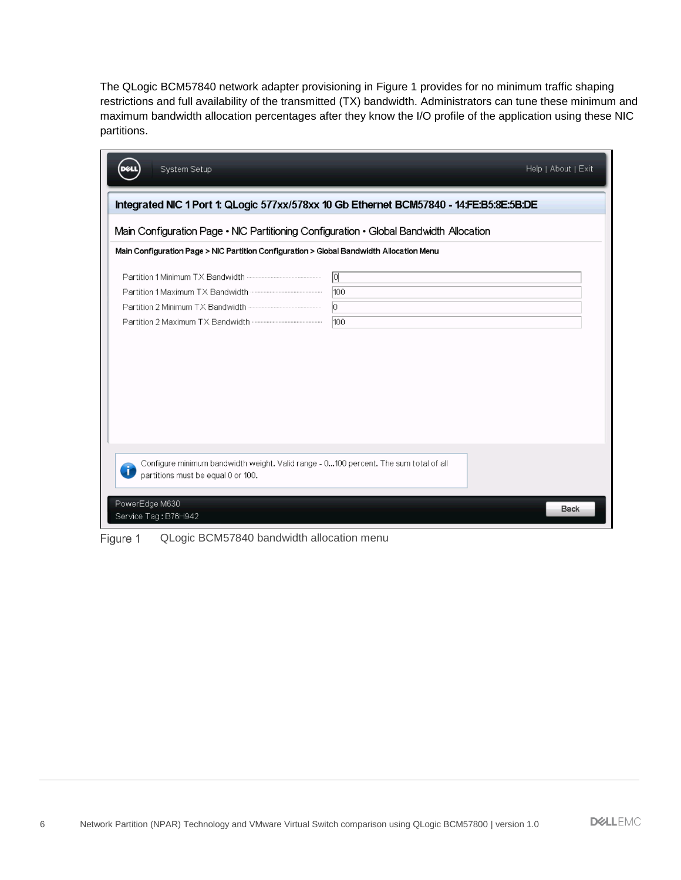The QLogic BCM57840 network adapter provisioning in Figure 1 provides for no minimum traffic shaping restrictions and full availability of the transmitted (TX) bandwidth. Administrators can tune these minimum and maximum bandwidth allocation percentages after they know the I/O profile of the application using these NIC partitions.

System Setup

Help | About | Exit

**Integrated NIC 1 Port 1: QLogic 577xx/578xx 10 Gb Ethernet BCM57840 - 14:FE:B5:8E:5B:DE**

Main Configuration Page • NIC Partitioning Configuration • Global Bandwidth Allocation

**Main Configuration Page > NIC Partition Configuration > Global Bandwidth Allocation Menu**

| Setting | Value |
| --- | --- |
| Partition 1 Minimum TX Bandwidth | 0 |
| Partition 1 Maximum TX Bandwidth | 100 |
| Partition 2 Minimum TX Bandwidth | 0 |
| Partition 2 Maximum TX Bandwidth | 100 |

Configure minimum bandwidth weight. Valid range - 0...100 percent. The sum total of all partitions must be equal 0 or 100.

PowerEdge M630
Service Tag : B76H942

Back

Figure 1 QLogic BCM57840 bandwidth allocation menu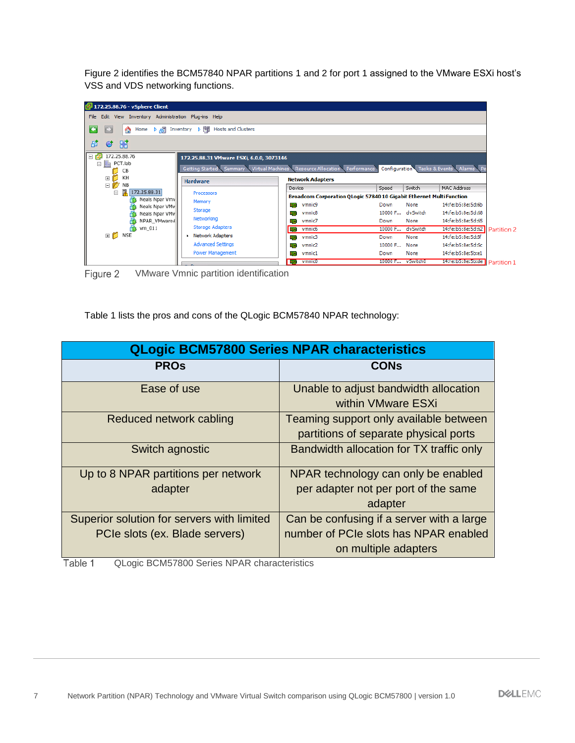Figure 2 identifies the BCM57840 NPAR partitions 1 and 2 for port 1 assigned to the VMware ESXi host's VSS and VDS networking functions.

Figure 2 VMware Vmnic partition identification

Table 1 lists the pros and cons of the QLogic BCM57840 NPAR technology:

| QLogic BCM57800 Series NPAR characteristics | |
|---|---|
| **PROs** | **CONs** |
| Ease of use | Unable to adjust bandwidth allocation within VMware ESXi |
| Reduced network cabling | Teaming support only available between partitions of separate physical ports |
| Switch agnostic | Bandwidth allocation for TX traffic only |
| Up to 8 NPAR partitions per network adapter | NPAR technology can only be enabled per adapter not per port of the same adapter |
| Superior solution for servers with limited PCIe slots (ex. Blade servers) | Can be confusing if a server with a large number of PCIe slots has NPAR enabled on multiple adapters |

Table 1 QLogic BCM57800 Series NPAR characteristics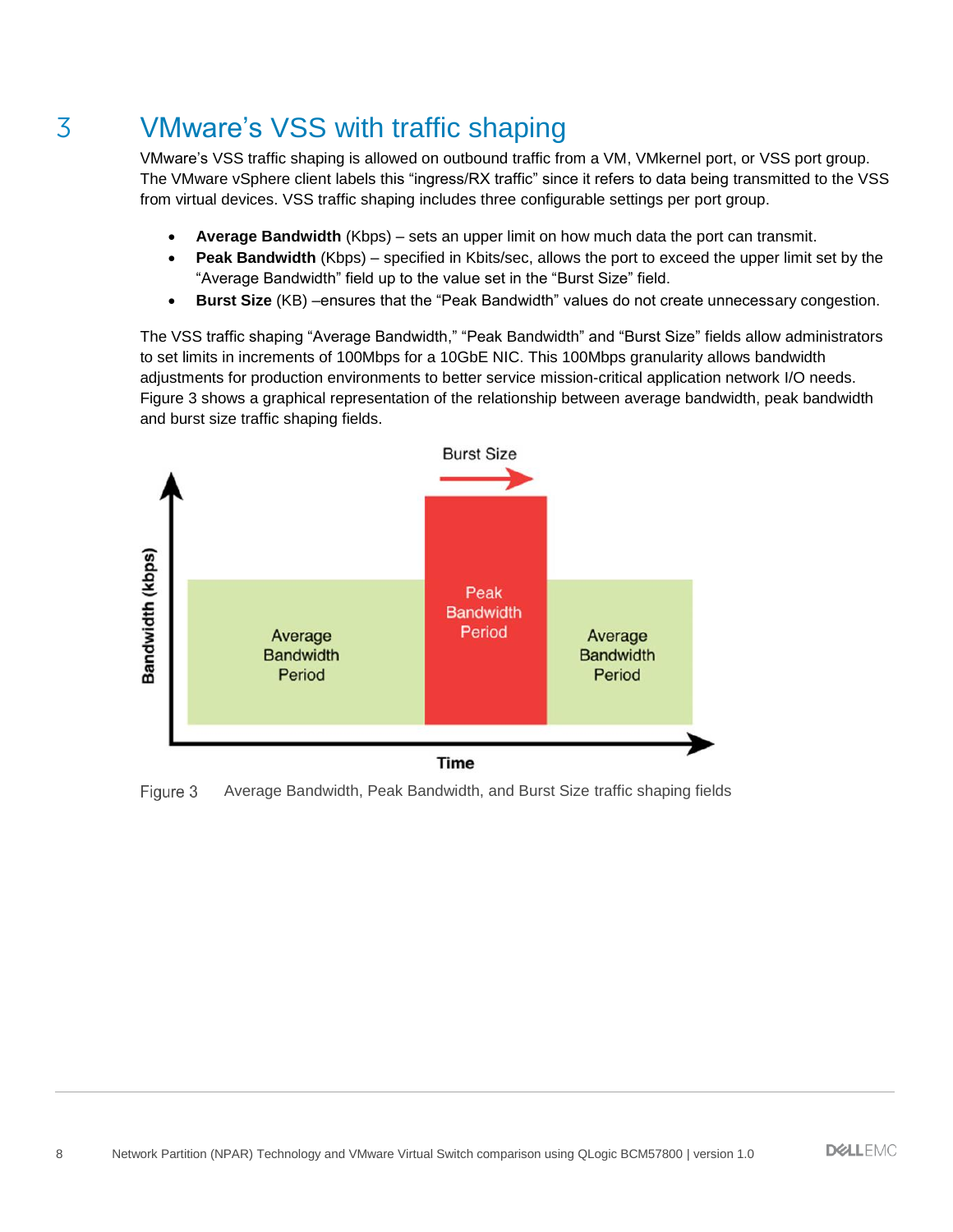# 3 VMware's VSS with traffic shaping

VMware's VSS traffic shaping is allowed on outbound traffic from a VM, VMkernel port, or VSS port group. The VMware vSphere client labels this "ingress/RX traffic" since it refers to data being transmitted to the VSS from virtual devices. VSS traffic shaping includes three configurable settings per port group.

- **Average Bandwidth** (Kbps) – sets an upper limit on how much data the port can transmit.
- **Peak Bandwidth** (Kbps) – specified in Kbits/sec, allows the port to exceed the upper limit set by the "Average Bandwidth" field up to the value set in the "Burst Size" field.
- **Burst Size** (KB) –ensures that the "Peak Bandwidth" values do not create unnecessary congestion.

The VSS traffic shaping "Average Bandwidth," "Peak Bandwidth" and "Burst Size" fields allow administrators to set limits in increments of 100Mbps for a 10GbE NIC. This 100Mbps granularity allows bandwidth adjustments for production environments to better service mission-critical application network I/O needs. Figure 3 shows a graphical representation of the relationship between average bandwidth, peak bandwidth and burst size traffic shaping fields.

Figure 3 Average Bandwidth, Peak Bandwidth, and Burst Size traffic shaping fields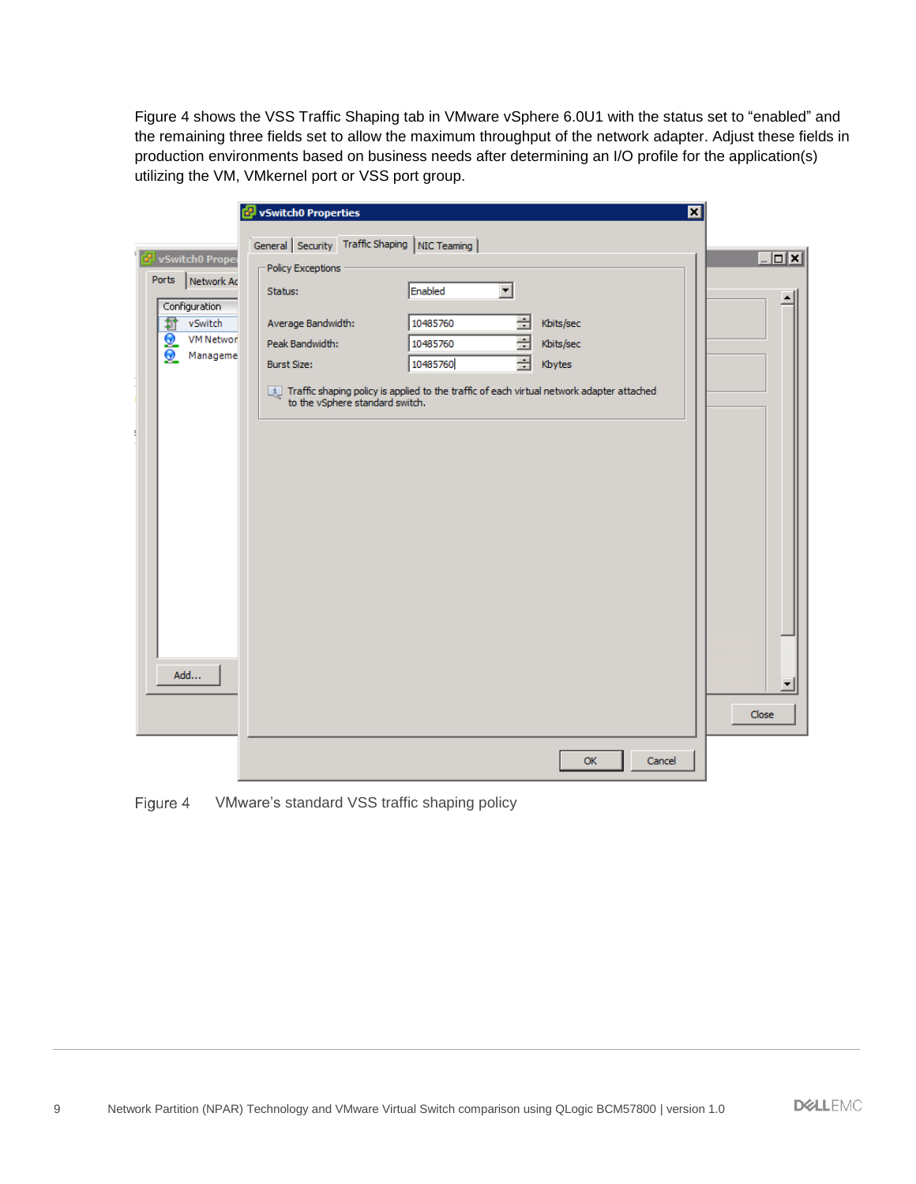Figure 4 shows the VSS Traffic Shaping tab in VMware vSphere 6.0U1 with the status set to "enabled" and the remaining three fields set to allow the maximum throughput of the network adapter. Adjust these fields in production environments based on business needs after determining an I/O profile for the application(s) utilizing the VM, VMkernel port or VSS port group.

Figure 4 VMware's standard VSS traffic shaping policy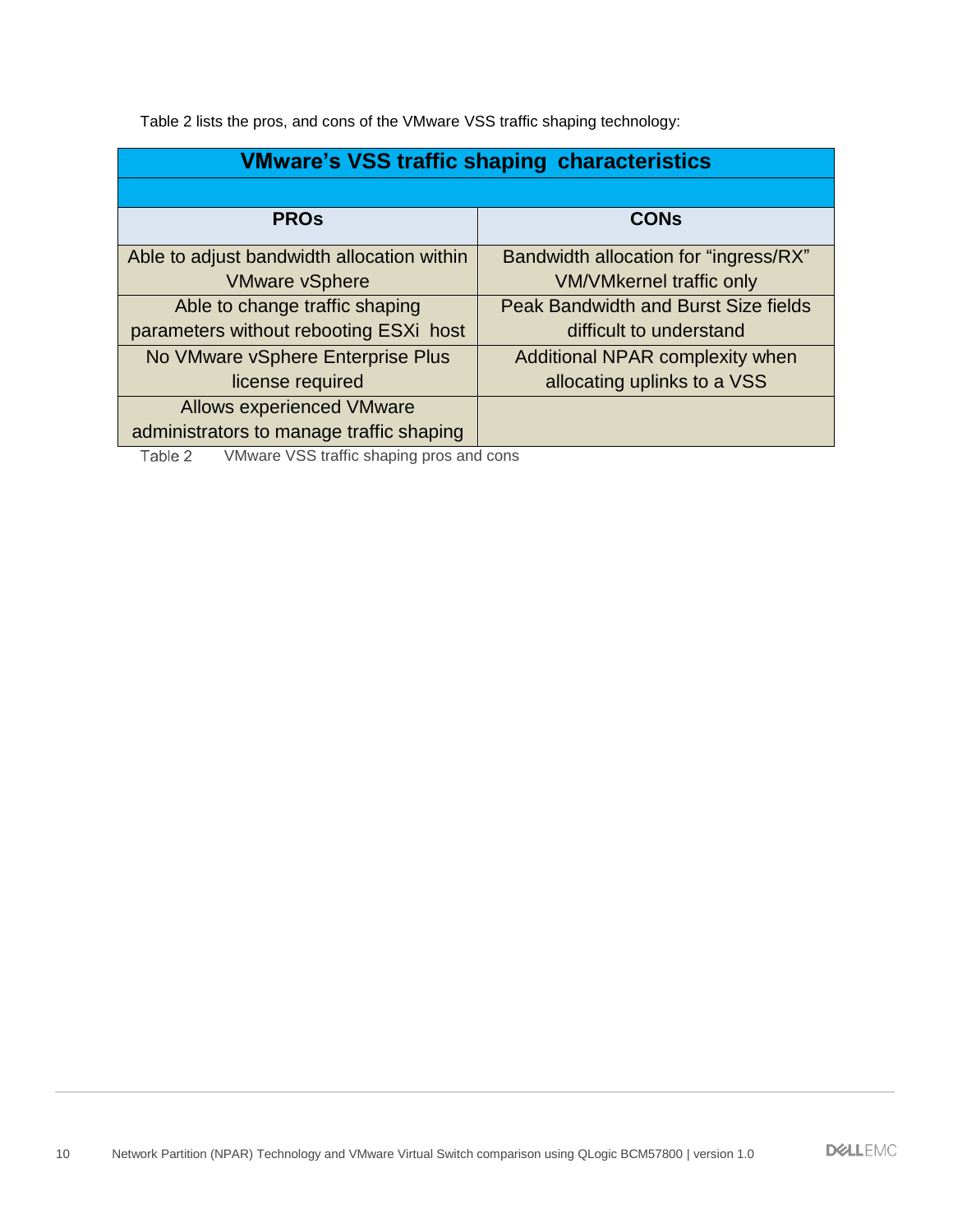Table 2 lists the pros, and cons of the VMware VSS traffic shaping technology:

| VMware's VSS traffic shaping characteristics | |
|---|---|
| **PROs** | **CONs** |
| Able to adjust bandwidth allocation within VMware vSphere | Bandwidth allocation for "ingress/RX" VM/VMkernel traffic only |
| Able to change traffic shaping parameters without rebooting ESXi host | Peak Bandwidth and Burst Size fields difficult to understand |
| No VMware vSphere Enterprise Plus license required | Additional NPAR complexity when allocating uplinks to a VSS |
| Allows experienced VMware administrators to manage traffic shaping | |

Table 2 VMware VSS traffic shaping pros and cons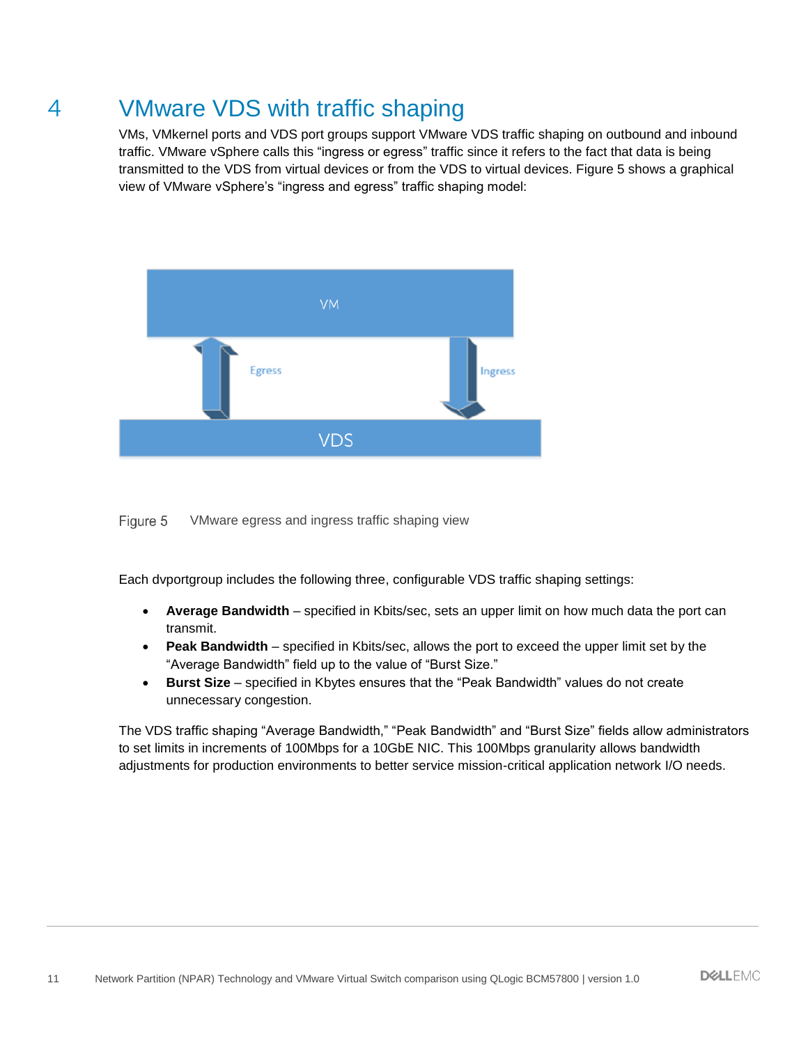# 4 VMware VDS with traffic shaping

VMs, VMkernel ports and VDS port groups support VMware VDS traffic shaping on outbound and inbound traffic. VMware vSphere calls this “ingress or egress” traffic since it refers to the fact that data is being transmitted to the VDS from virtual devices or from the VDS to virtual devices. Figure 5 shows a graphical view of VMware vSphere’s “ingress and egress” traffic shaping model:

Figure 5 VMware egress and ingress traffic shaping view

Each dvportgroup includes the following three, configurable VDS traffic shaping settings:

- **Average Bandwidth** – specified in Kbits/sec, sets an upper limit on how much data the port can transmit.
- **Peak Bandwidth** – specified in Kbits/sec, allows the port to exceed the upper limit set by the “Average Bandwidth” field up to the value of “Burst Size.”
- **Burst Size** – specified in Kbytes ensures that the “Peak Bandwidth” values do not create unnecessary congestion.

The VDS traffic shaping “Average Bandwidth,” “Peak Bandwidth” and “Burst Size” fields allow administrators to set limits in increments of 100Mbps for a 10GbE NIC. This 100Mbps granularity allows bandwidth adjustments for production environments to better service mission-critical application network I/O needs.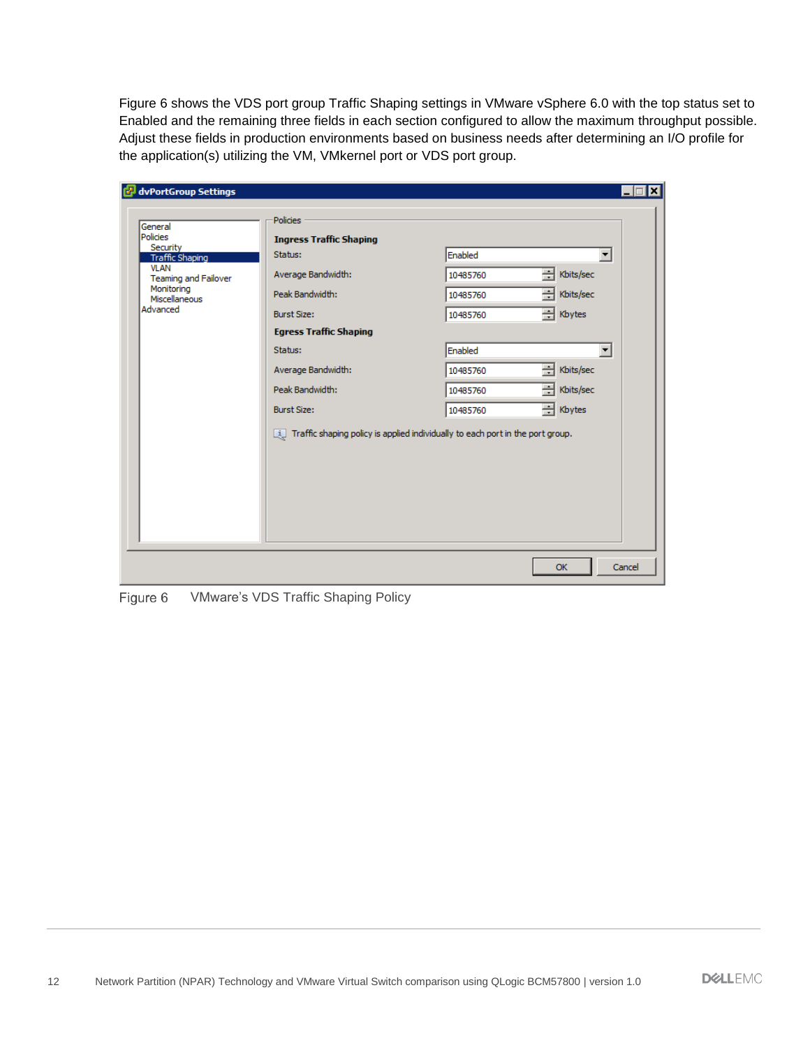Figure 6 shows the VDS port group Traffic Shaping settings in VMware vSphere 6.0 with the top status set to Enabled and the remaining three fields in each section configured to allow the maximum throughput possible. Adjust these fields in production environments based on business needs after determining an I/O profile for the application(s) utilizing the VM, VMkernel port or VDS port group.

Figure 6 VMware's VDS Traffic Shaping Policy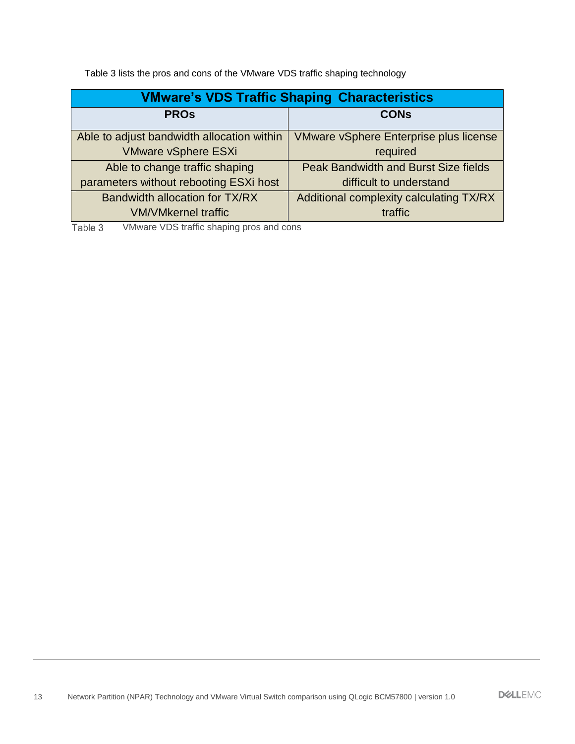Table 3 lists the pros and cons of the VMware VDS traffic shaping technology

| VMware's VDS Traffic Shaping Characteristics | |
|---|---|
| **PROs** | **CONs** |
| Able to adjust bandwidth allocation within VMware vSphere ESXi | VMware vSphere Enterprise plus license required |
| Able to change traffic shaping parameters without rebooting ESXi host | Peak Bandwidth and Burst Size fields difficult to understand |
| Bandwidth allocation for TX/RX VM/VMkernel traffic | Additional complexity calculating TX/RX traffic |

Table 3 VMware VDS traffic shaping pros and cons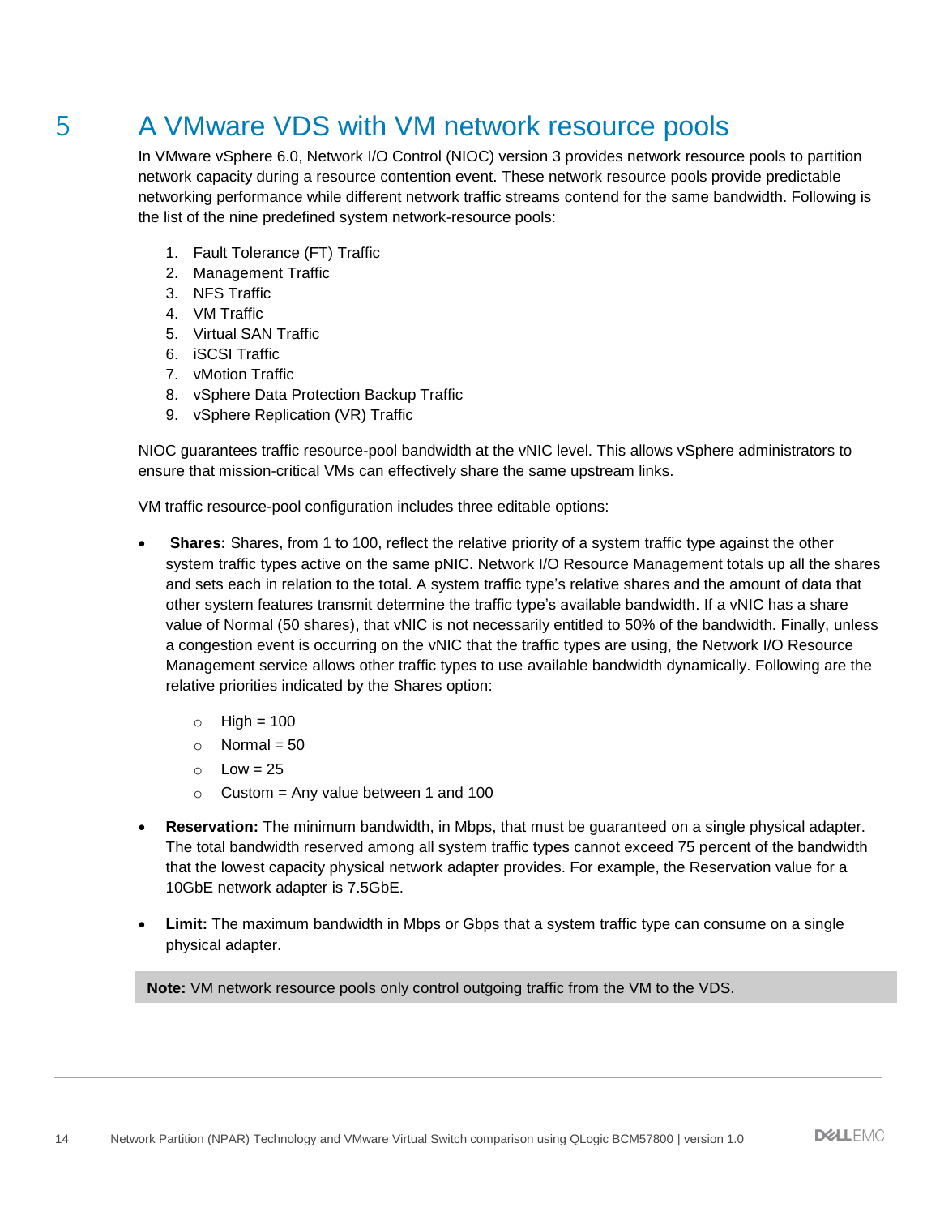# 5 A VMware VDS with VM network resource pools

In VMware vSphere 6.0, Network I/O Control (NIOC) version 3 provides network resource pools to partition network capacity during a resource contention event. These network resource pools provide predictable networking performance while different network traffic streams contend for the same bandwidth. Following is the list of the nine predefined system network-resource pools:

1. Fault Tolerance (FT) Traffic
2. Management Traffic
3. NFS Traffic
4. VM Traffic
5. Virtual SAN Traffic
6. iSCSI Traffic
7. vMotion Traffic
8. vSphere Data Protection Backup Traffic
9. vSphere Replication (VR) Traffic

NIOC guarantees traffic resource-pool bandwidth at the vNIC level. This allows vSphere administrators to ensure that mission-critical VMs can effectively share the same upstream links.

VM traffic resource-pool configuration includes three editable options:

- **Shares:** Shares, from 1 to 100, reflect the relative priority of a system traffic type against the other system traffic types active on the same pNIC. Network I/O Resource Management totals up all the shares and sets each in relation to the total. A system traffic type's relative shares and the amount of data that other system features transmit determine the traffic type's available bandwidth. If a vNIC has a share value of Normal (50 shares), that vNIC is not necessarily entitled to 50% of the bandwidth. Finally, unless a congestion event is occurring on the vNIC that the traffic types are using, the Network I/O Resource Management service allows other traffic types to use available bandwidth dynamically. Following are the relative priorities indicated by the Shares option:
    - High = 100
    - Normal = 50
    - Low = 25
    - Custom = Any value between 1 and 100
- **Reservation:** The minimum bandwidth, in Mbps, that must be guaranteed on a single physical adapter. The total bandwidth reserved among all system traffic types cannot exceed 75 percent of the bandwidth that the lowest capacity physical network adapter provides. For example, the Reservation value for a 10GbE network adapter is 7.5GbE.
- **Limit:** The maximum bandwidth in Mbps or Gbps that a system traffic type can consume on a single physical adapter.

**Note:** VM network resource pools only control outgoing traffic from the VM to the VDS.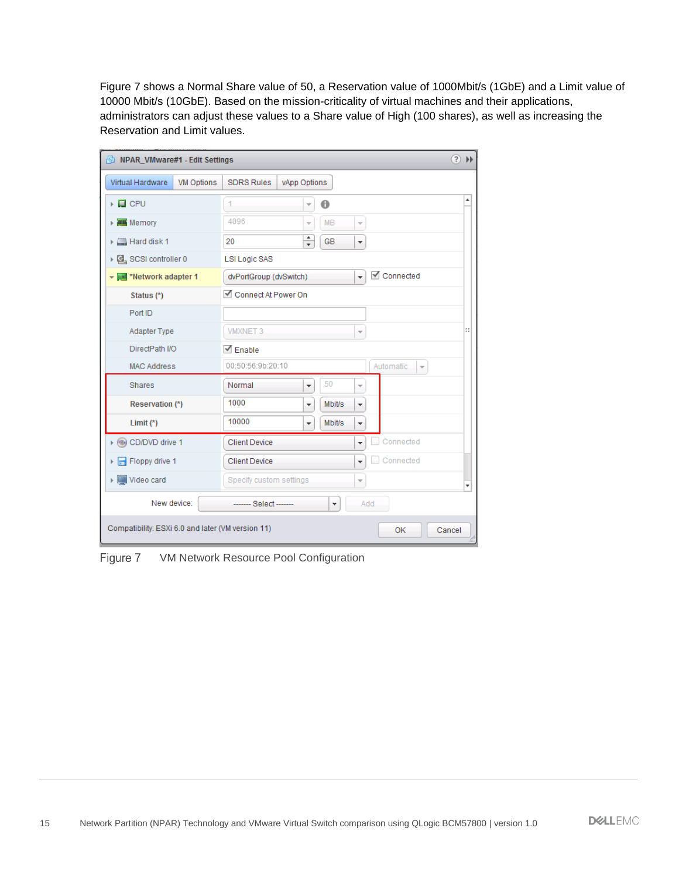Figure 7 shows a Normal Share value of 50, a Reservation value of 1000Mbit/s (1GbE) and a Limit value of 10000 Mbit/s (10GbE). Based on the mission-criticality of virtual machines and their applications, administrators can adjust these values to a Share value of High (100 shares), as well as increasing the Reservation and Limit values.

Figure 7 VM Network Resource Pool Configuration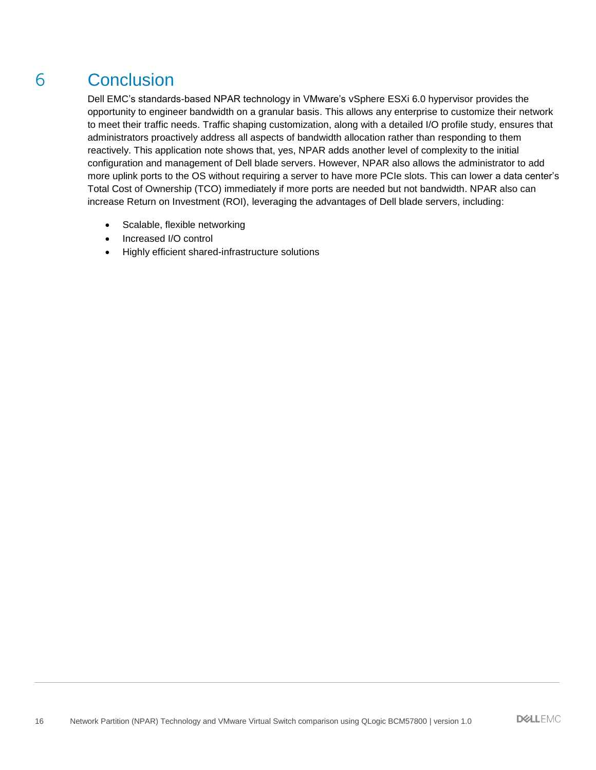# 6 Conclusion

Dell EMC's standards-based NPAR technology in VMware's vSphere ESXi 6.0 hypervisor provides the opportunity to engineer bandwidth on a granular basis. This allows any enterprise to customize their network to meet their traffic needs. Traffic shaping customization, along with a detailed I/O profile study, ensures that administrators proactively address all aspects of bandwidth allocation rather than responding to them reactively. This application note shows that, yes, NPAR adds another level of complexity to the initial configuration and management of Dell blade servers. However, NPAR also allows the administrator to add more uplink ports to the OS without requiring a server to have more PCIe slots. This can lower a data center's Total Cost of Ownership (TCO) immediately if more ports are needed but not bandwidth. NPAR also can increase Return on Investment (ROI), leveraging the advantages of Dell blade servers, including:

- Scalable, flexible networking
- Increased I/O control
- Highly efficient shared-infrastructure solutions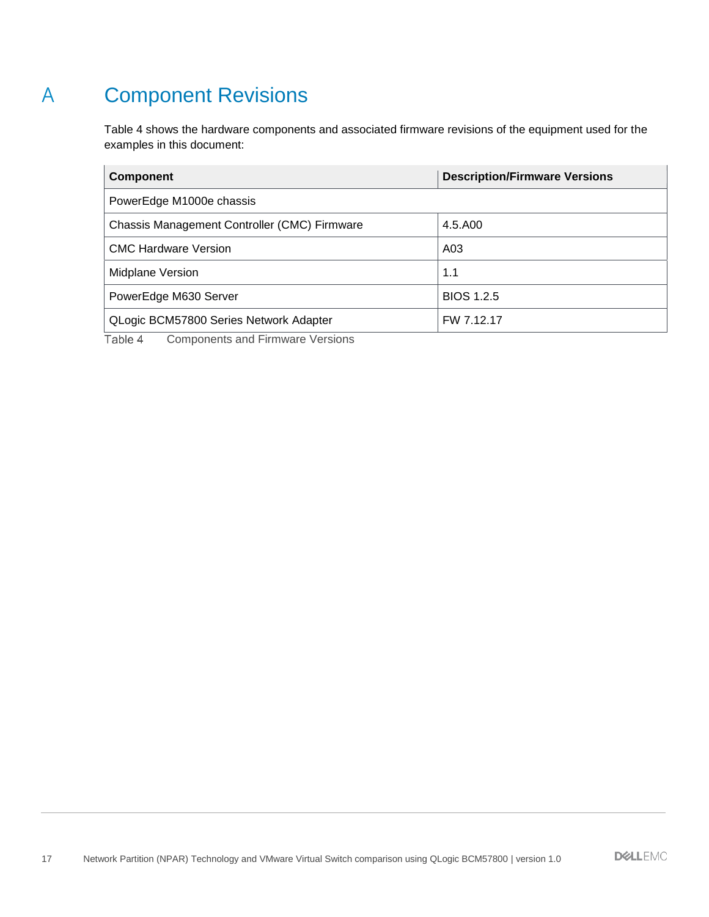# A Component Revisions

Table 4 shows the hardware components and associated firmware revisions of the equipment used for the examples in this document:

| Component | Description/Firmware Versions |
|---|---|
| PowerEdge M1000e chassis | |
| Chassis Management Controller (CMC) Firmware | 4.5.A00 |
| CMC Hardware Version | A03 |
| Midplane Version | 1.1 |
| PowerEdge M630 Server | BIOS 1.2.5 |
| QLogic BCM57800 Series Network Adapter | FW 7.12.17 |

Table 4 Components and Firmware Versions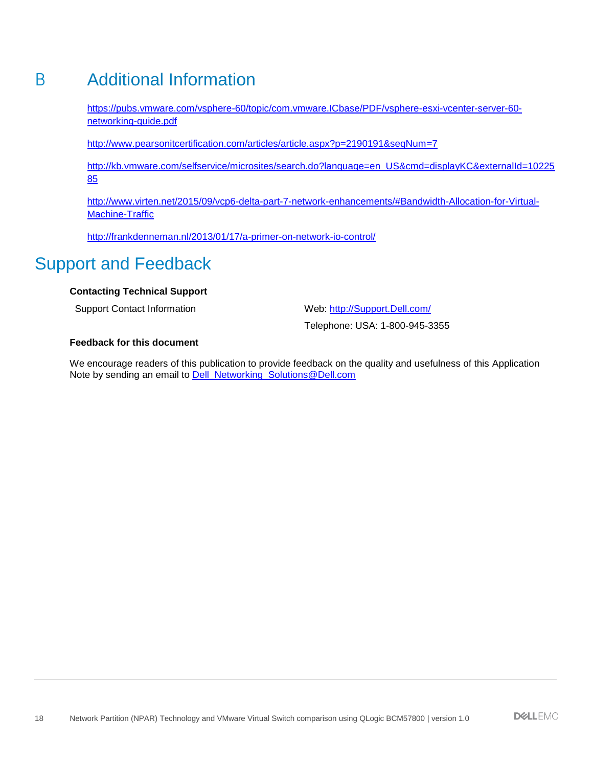# B Additional Information

https://pubs.vmware.com/vsphere-60/topic/com.vmware.ICbase/PDF/vsphere-esxi-vcenter-server-60-networking-guide.pdf

http://www.pearsonitcertification.com/articles/article.aspx?p=2190191&seqNum=7

http://kb.vmware.com/selfservice/microsites/search.do?language=en_US&cmd=displayKC&externalId=1022585

http://www.virten.net/2015/09/vcp6-delta-part-7-network-enhancements/#Bandwidth-Allocation-for-Virtual-Machine-Traffic

http://frankdenneman.nl/2013/01/17/a-primer-on-network-io-control/

# Support and Feedback

**Contacting Technical Support**

| | |
|---|---|
| Support Contact Information | Web: http://Support.Dell.com/ |
| | Telephone: USA: 1-800-945-3355 |

**Feedback for this document**

We encourage readers of this publication to provide feedback on the quality and usefulness of this Application Note by sending an email to Dell_Networking_Solutions@Dell.com